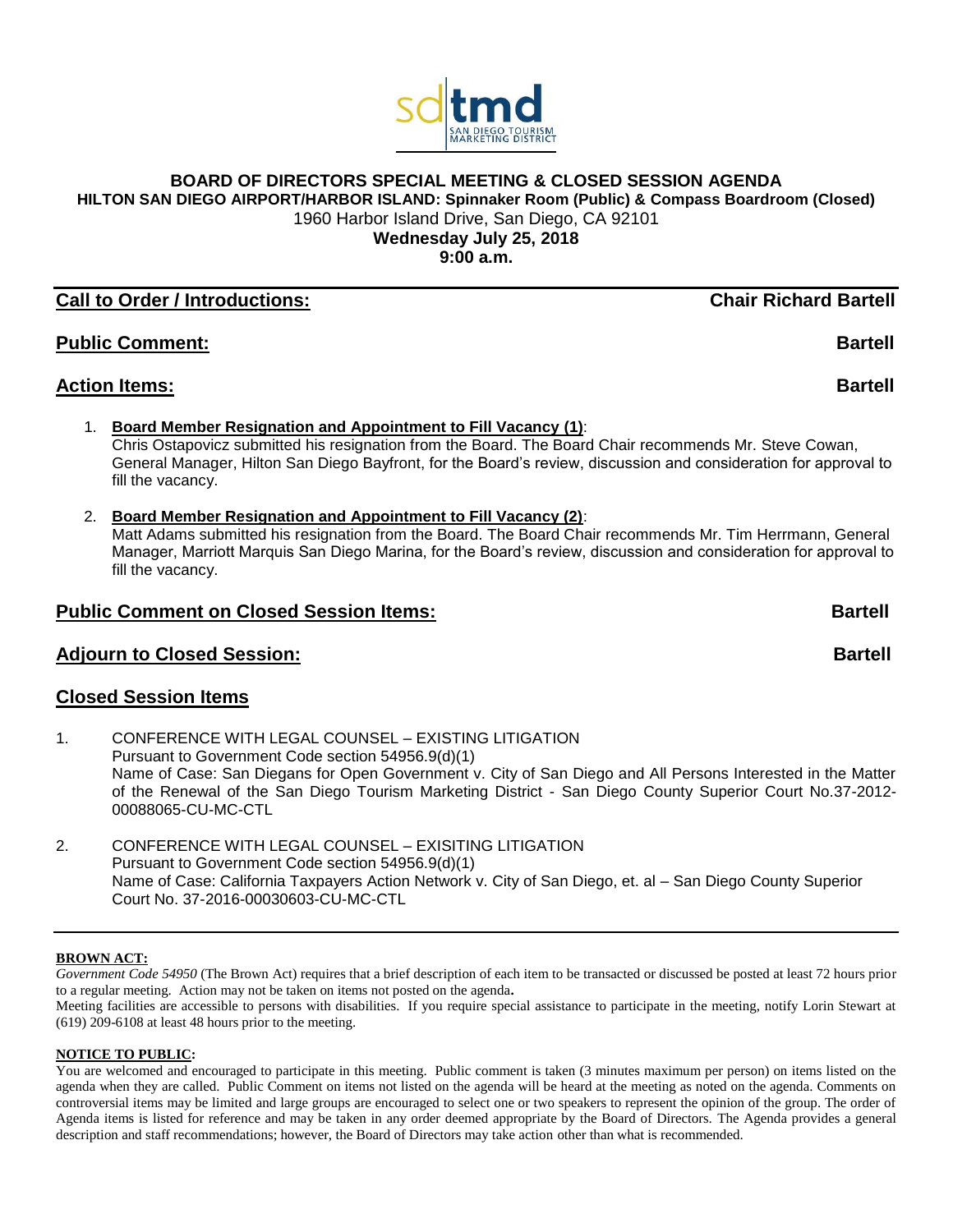sdtmd
SAN DIEGO TOURISM MARKETING DISTRICT

# BOARD OF DIRECTORS SPECIAL MEETING & CLOSED SESSION AGENDA

**HILTON SAN DIEGO AIRPORT/HARBOR ISLAND: Spinnaker Room (Public) & Compass Boardroom (Closed)**
1960 Harbor Island Drive, San Diego, CA 92101
**Wednesday July 25, 2018**
**9:00 a.m.**

## Call to Order / Introductions: Chair Richard Bartell

## Public Comment: Bartell

## Action Items: Bartell

1. **Board Member Resignation and Appointment to Fill Vacancy (1)**:
   Chris Ostapovicz submitted his resignation from the Board. The Board Chair recommends Mr. Steve Cowan, General Manager, Hilton San Diego Bayfront, for the Board's review, discussion and consideration for approval to fill the vacancy.

2. **Board Member Resignation and Appointment to Fill Vacancy (2)**:
   Matt Adams submitted his resignation from the Board. The Board Chair recommends Mr. Tim Herrmann, General Manager, Marriott Marquis San Diego Marina, for the Board's review, discussion and consideration for approval to fill the vacancy.

## Public Comment on Closed Session Items: Bartell

## Adjourn to Closed Session: Bartell

## Closed Session Items

1. CONFERENCE WITH LEGAL COUNSEL – EXISTING LITIGATION
   Pursuant to Government Code section 54956.9(d)(1)
   Name of Case: San Diegans for Open Government v. City of San Diego and All Persons Interested in the Matter of the Renewal of the San Diego Tourism Marketing District - San Diego County Superior Court No.37-2012-00088065-CU-MC-CTL

2. CONFERENCE WITH LEGAL COUNSEL – EXISITING LITIGATION
   Pursuant to Government Code section 54956.9(d)(1)
   Name of Case: California Taxpayers Action Network v. City of San Diego, et. al – San Diego County Superior Court No. 37-2016-00030603-CU-MC-CTL

---

**BROWN ACT:**

*Government Code 54950* (The Brown Act) requires that a brief description of each item to be transacted or discussed be posted at least 72 hours prior to a regular meeting. Action may not be taken on items not posted on the agenda**.**

Meeting facilities are accessible to persons with disabilities. If you require special assistance to participate in the meeting, notify Lorin Stewart at (619) 209-6108 at least 48 hours prior to the meeting.

**NOTICE TO PUBLIC:**

You are welcomed and encouraged to participate in this meeting. Public comment is taken (3 minutes maximum per person) on items listed on the agenda when they are called. Public Comment on items not listed on the agenda will be heard at the meeting as noted on the agenda. Comments on controversial items may be limited and large groups are encouraged to select one or two speakers to represent the opinion of the group. The order of Agenda items is listed for reference and may be taken in any order deemed appropriate by the Board of Directors. The Agenda provides a general description and staff recommendations; however, the Board of Directors may take action other than what is recommended.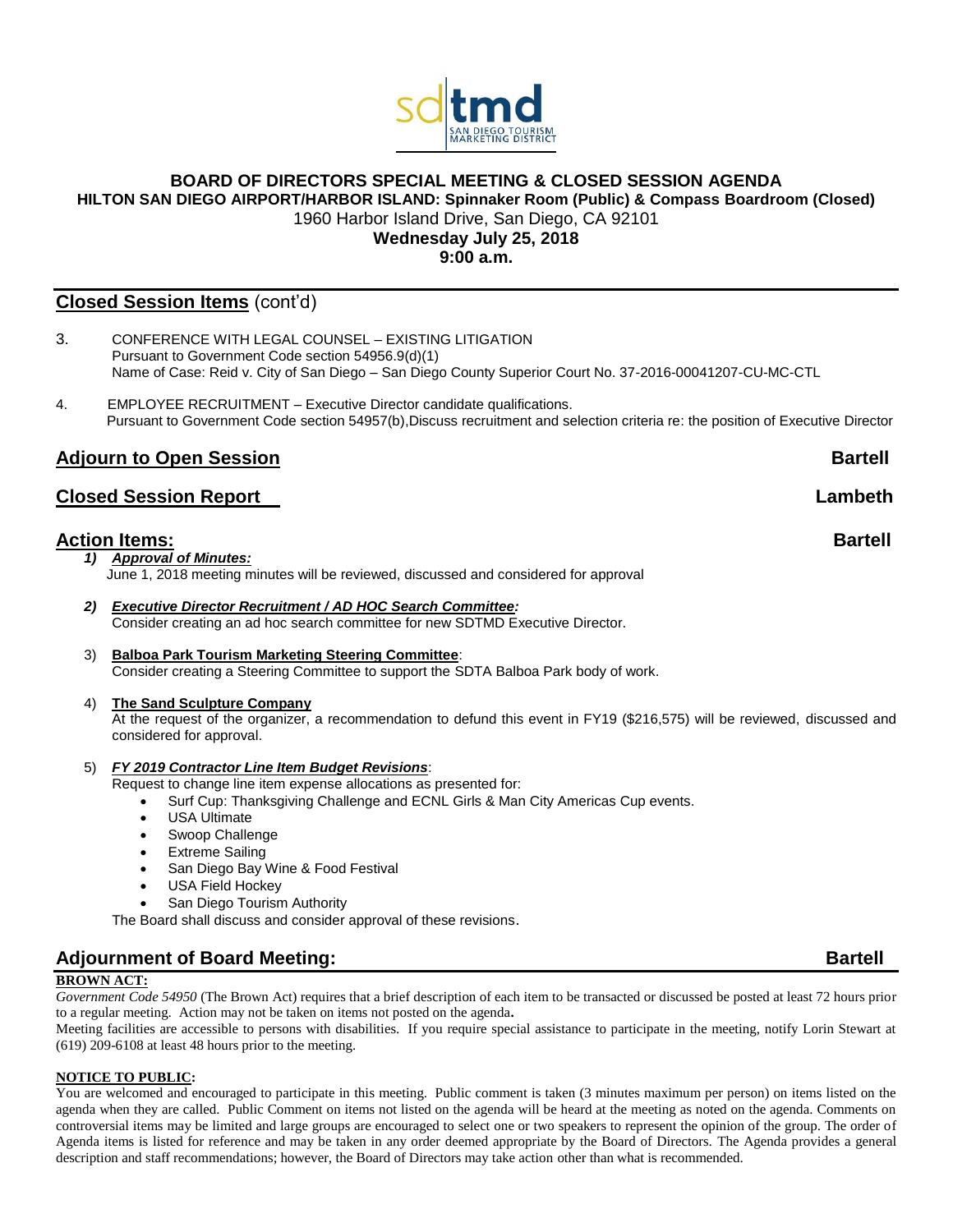sdtmd SAN DIEGO TOURISM MARKETING DISTRICT

**BOARD OF DIRECTORS SPECIAL MEETING & CLOSED SESSION AGENDA**
**HILTON SAN DIEGO AIRPORT/HARBOR ISLAND: Spinnaker Room (Public) & Compass Boardroom (Closed)**
1960 Harbor Island Drive, San Diego, CA 92101
**Wednesday July 25, 2018**
**9:00 a.m.**

## **Closed Session Items** (cont'd)

3. CONFERENCE WITH LEGAL COUNSEL – EXISTING LITIGATION
   Pursuant to Government Code section 54956.9(d)(1)
   Name of Case: Reid v. City of San Diego – San Diego County Superior Court No. 37-2016-00041207-CU-MC-CTL

4. EMPLOYEE RECRUITMENT – Executive Director candidate qualifications.
   Pursuant to Government Code section 54957(b),Discuss recruitment and selection criteria re: the position of Executive Director

## **Adjourn to Open Session** — **Bartell**

## **Closed Session Report** — **Lambeth**

## **Action Items:** — **Bartell**

1) ***Approval of Minutes:***
   June 1, 2018 meeting minutes will be reviewed, discussed and considered for approval

2) ***Executive Director Recruitment / AD HOC Search Committee:***
   Consider creating an ad hoc search committee for new SDTMD Executive Director.

3) **Balboa Park Tourism Marketing Steering Committee**:
   Consider creating a Steering Committee to support the SDTA Balboa Park body of work.

4) **The Sand Sculpture Company**
   At the request of the organizer, a recommendation to defund this event in FY19 ($216,575) will be reviewed, discussed and considered for approval.

5) ***FY 2019 Contractor Line Item Budget Revisions***:
   Request to change line item expense allocations as presented for:
   - Surf Cup: Thanksgiving Challenge and ECNL Girls & Man City Americas Cup events.
   - USA Ultimate
   - Swoop Challenge
   - Extreme Sailing
   - San Diego Bay Wine & Food Festival
   - USA Field Hockey
   - San Diego Tourism Authority

   The Board shall discuss and consider approval of these revisions.

## **Adjournment of Board Meeting:** — **Bartell**

**BROWN ACT:**

*Government Code 54950* (The Brown Act) requires that a brief description of each item to be transacted or discussed be posted at least 72 hours prior to a regular meeting. Action may not be taken on items not posted on the agenda**.**

Meeting facilities are accessible to persons with disabilities. If you require special assistance to participate in the meeting, notify Lorin Stewart at (619) 209-6108 at least 48 hours prior to the meeting.

**NOTICE TO PUBLIC:**

You are welcomed and encouraged to participate in this meeting. Public comment is taken (3 minutes maximum per person) on items listed on the agenda when they are called. Public Comment on items not listed on the agenda will be heard at the meeting as noted on the agenda. Comments on controversial items may be limited and large groups are encouraged to select one or two speakers to represent the opinion of the group. The order of Agenda items is listed for reference and may be taken in any order deemed appropriate by the Board of Directors. The Agenda provides a general description and staff recommendations; however, the Board of Directors may take action other than what is recommended.